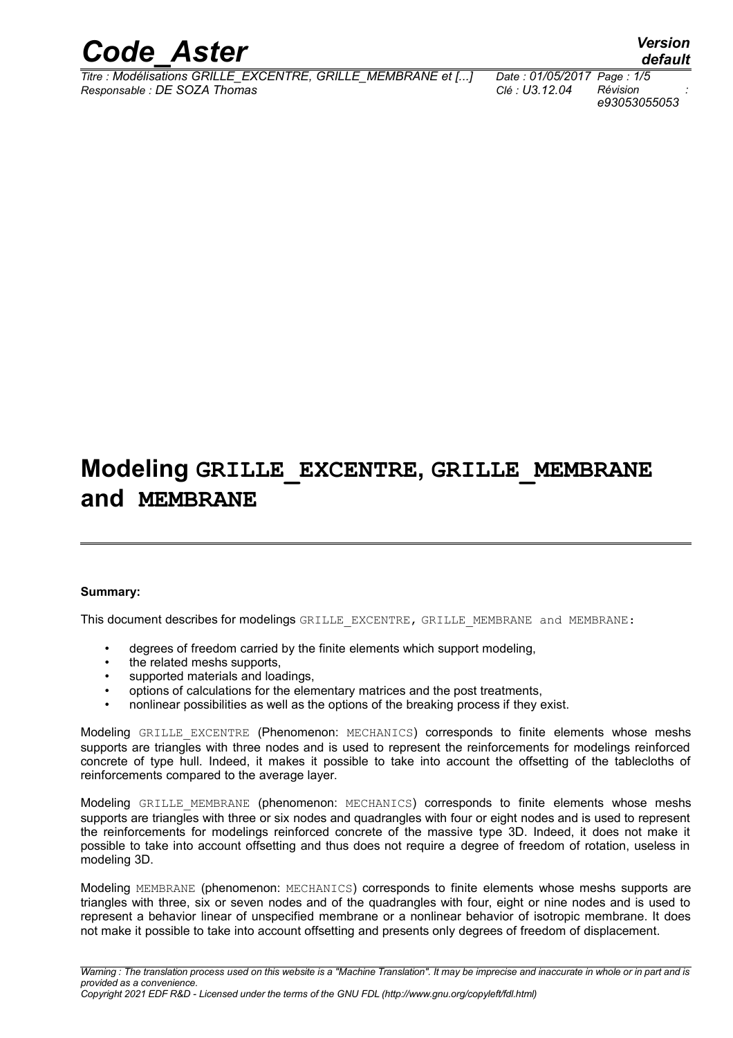# Modeling GRILLE_EXCENTRE, GRILLE_MEMBRANE and MEMBRANE

**Summary:**

This document describes for modelings GRILLE_EXCENTRE, GRILLE_MEMBRANE and MEMBRANE:

- degrees of freedom carried by the finite elements which support modeling,
- the related meshs supports,
- supported materials and loadings,
- options of calculations for the elementary matrices and the post treatments,
- nonlinear possibilities as well as the options of the breaking process if they exist.

Modeling GRILLE_EXCENTRE (Phenomenon: MECHANICS) corresponds to finite elements whose meshs supports are triangles with three nodes and is used to represent the reinforcements for modelings reinforced concrete of type hull. Indeed, it makes it possible to take into account the offsetting of the tablecloths of reinforcements compared to the average layer.

Modeling GRILLE_MEMBRANE (phenomenon: MECHANICS) corresponds to finite elements whose meshs supports are triangles with three or six nodes and quadrangles with four or eight nodes and is used to represent the reinforcements for modelings reinforced concrete of the massive type 3D. Indeed, it does not make it possible to take into account offsetting and thus does not require a degree of freedom of rotation, useless in modeling 3D.

Modeling MEMBRANE (phenomenon: MECHANICS) corresponds to finite elements whose meshs supports are triangles with three, six or seven nodes and of the quadrangles with four, eight or nine nodes and is used to represent a behavior linear of unspecified membrane or a nonlinear behavior of isotropic membrane. It does not make it possible to take into account offsetting and presents only degrees of freedom of displacement.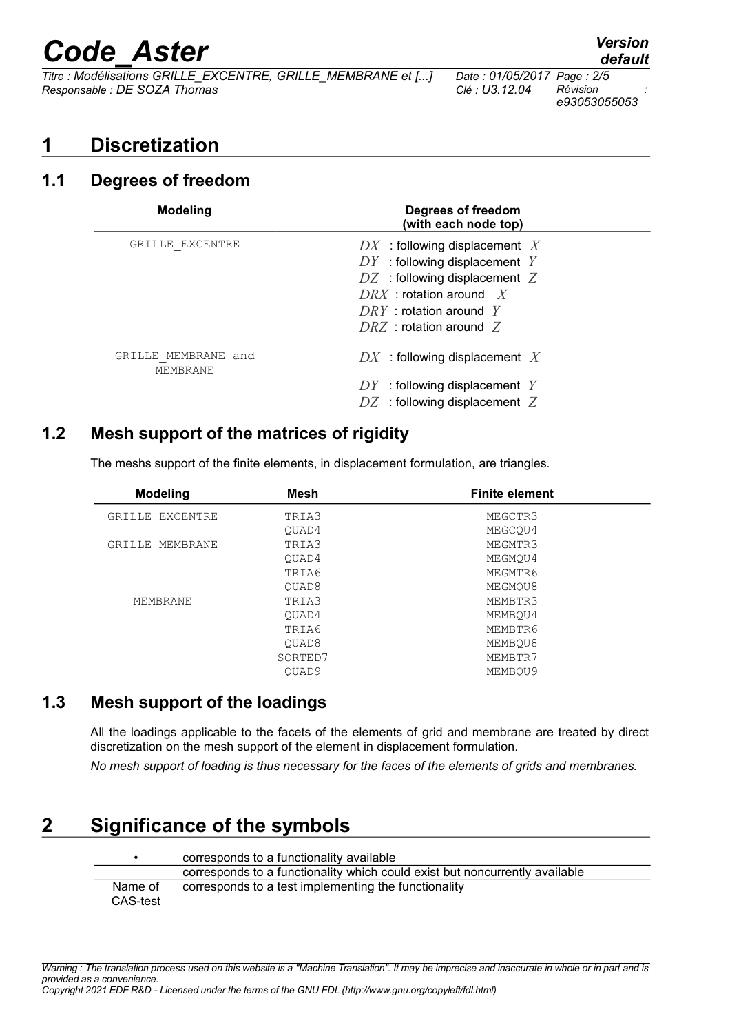# 1 Discretization

## 1.1 Degrees of freedom

| Modeling | Degrees of freedom (with each node top) |
|---|---|
| GRILLE_EXCENTRE | $DX$ : following displacement $X$<br>$DY$ : following displacement $Y$<br>$DZ$ : following displacement $Z$<br>$DRX$ : rotation around $X$<br>$DRY$ : rotation around $Y$<br>$DRZ$ : rotation around $Z$ |
| GRILLE_MEMBRANE and MEMBRANE | $DX$ : following displacement $X$<br>$DY$ : following displacement $Y$<br>$DZ$ : following displacement $Z$ |

## 1.2 Mesh support of the matrices of rigidity

The meshs support of the finite elements, in displacement formulation, are triangles.

| Modeling | Mesh | Finite element |
|---|---|---|
| GRILLE_EXCENTRE | TRIA3 | MEGCTR3 |
| | QUAD4 | MEGCQU4 |
| GRILLE_MEMBRANE | TRIA3 | MEGMTR3 |
| | QUAD4 | MEGMQU4 |
| | TRIA6 | MEGMTR6 |
| | QUAD8 | MEGMQU8 |
| MEMBRANE | TRIA3 | MEMBTR3 |
| | QUAD4 | MEMBQU4 |
| | TRIA6 | MEMBTR6 |
| | QUAD8 | MEMBQU8 |
| | SORTED7 | MEMBTR7 |
| | QUAD9 | MEMBQU9 |

## 1.3 Mesh support of the loadings

All the loadings applicable to the facets of the elements of grid and membrane are treated by direct discretization on the mesh support of the element in displacement formulation.

*No mesh support of loading is thus necessary for the faces of the elements of grids and membranes.*

# 2 Significance of the symbols

| | |
|---|---|
| • | corresponds to a functionality available |
| | corresponds to a functionality which could exist but noncurrently available |
| Name of CAS-test | corresponds to a test implementing the functionality |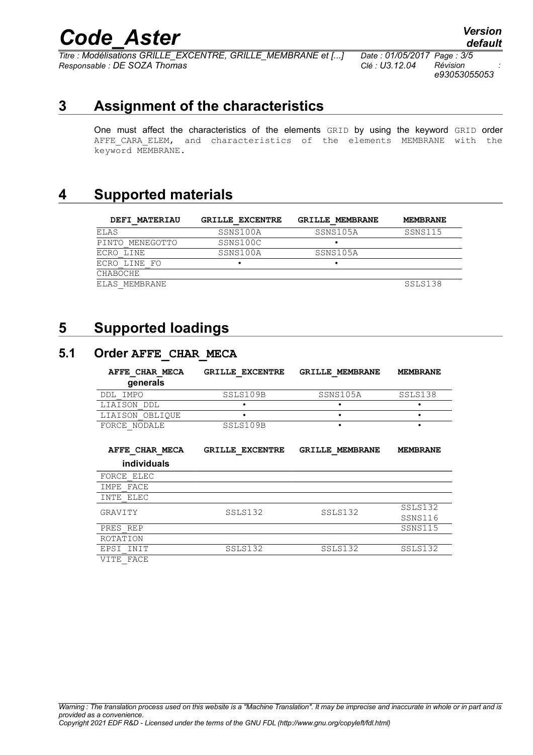# 3 Assignment of the characteristics

One must affect the characteristics of the elements GRID by using the keyword GRID order AFFE_CARA_ELEM, and characteristics of the elements MEMBRANE with the keyword MEMBRANE.

# 4 Supported materials

| DEFI_MATERIAU | GRILLE_EXCENTRE | GRILLE_MEMBRANE | MEMBRANE |
|---|---|---|---|
| ELAS | SSNS100A | SSNS105A | SSNS115 |
| PINTO_MENEGOTTO | SSNS100C | • | |
| ECRO_LINE | SSNS100A | SSNS105A | |
| ECRO_LINE_FO | • | • | |
| CHABOCHE | | | |
| ELAS_MEMBRANE | | | SSLS138 |

# 5 Supported loadings

## 5.1 Order AFFE_CHAR_MECA

| AFFE_CHAR_MECA generals | GRILLE_EXCENTRE | GRILLE_MEMBRANE | MEMBRANE |
|---|---|---|---|
| DDL_IMPO | SSLS109B | SSNS105A | SSLS138 |
| LIAISON_DDL | • | • | • |
| LIAISON_OBLIQUE | • | • | • |
| FORCE_NODALE | SSLS109B | • | • |

| AFFE_CHAR_MECA individuals | GRILLE_EXCENTRE | GRILLE_MEMBRANE | MEMBRANE |
|---|---|---|---|
| FORCE_ELEC | | | |
| IMPE_FACE | | | |
| INTE_ELEC | | | |
| GRAVITY | SSLS132 | SSLS132 | SSLS132 SSNS116 |
| PRES_REP | | | SSNS115 |
| ROTATION | | | |
| EPSI_INIT | SSLS132 | SSLS132 | SSLS132 |
| VITE_FACE | | | |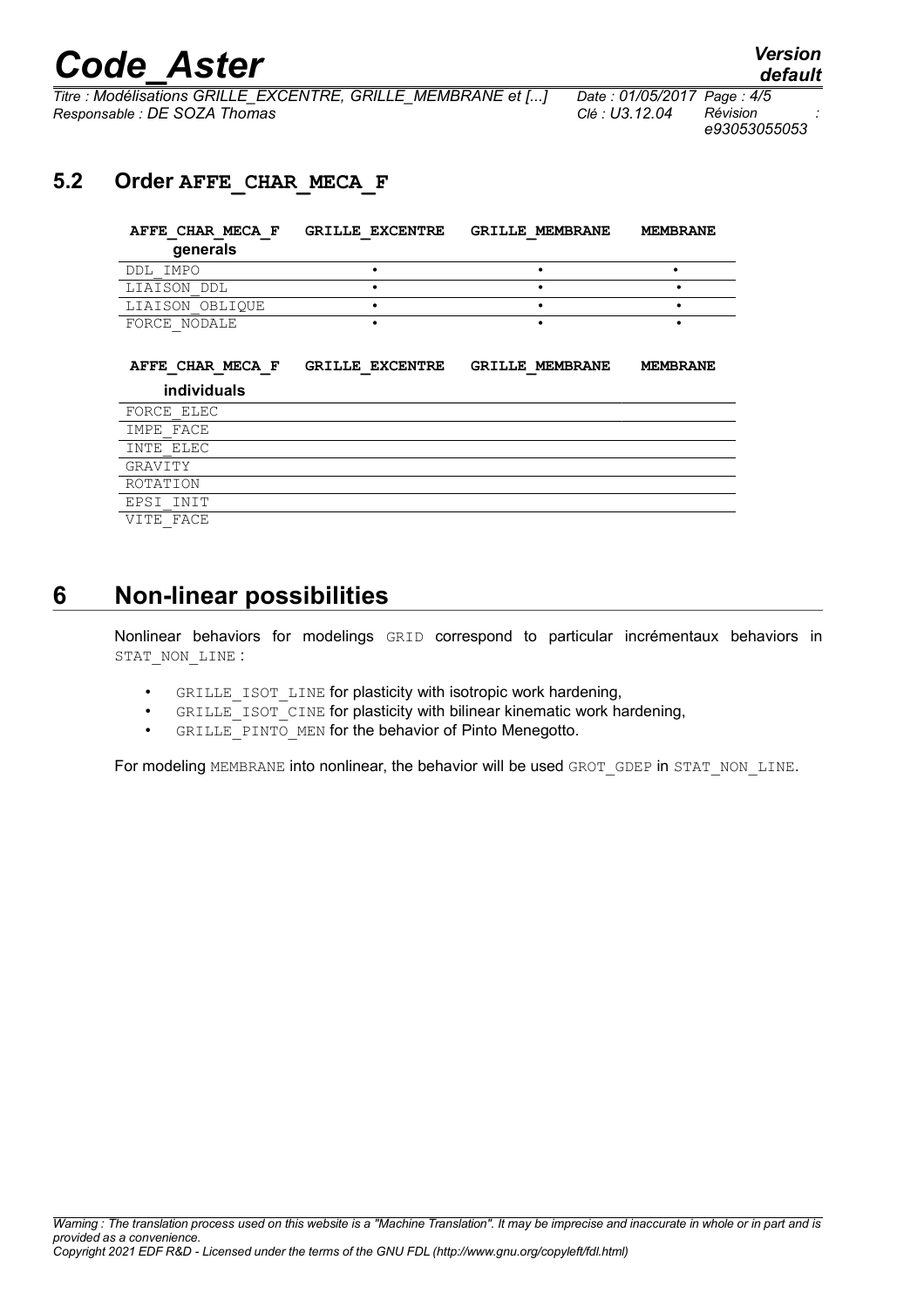## 5.2 Order AFFE_CHAR_MECA_F

| AFFE_CHAR_MECA_F generals | GRILLE_EXCENTRE | GRILLE_MEMBRANE | MEMBRANE |
|---|---|---|---|
| DDL_IMPO | • | • | • |
| LIAISON_DDL | • | • | • |
| LIAISON_OBLIQUE | • | • | • |
| FORCE_NODALE | • | • | • |

| AFFE_CHAR_MECA_F individuals | GRILLE_EXCENTRE | GRILLE_MEMBRANE | MEMBRANE |
|---|---|---|---|
| FORCE_ELEC | | | |
| IMPE_FACE | | | |
| INTE_ELEC | | | |
| GRAVITY | | | |
| ROTATION | | | |
| EPSI_INIT | | | |
| VITE_FACE | | | |

# 6 Non-linear possibilities

Nonlinear behaviors for modelings GRID correspond to particular incrémentaux behaviors in STAT_NON_LINE :

- GRILLE_ISOT_LINE for plasticity with isotropic work hardening,
- GRILLE_ISOT_CINE for plasticity with bilinear kinematic work hardening,
- GRILLE_PINTO_MEN for the behavior of Pinto Menegotto.

For modeling MEMBRANE into nonlinear, the behavior will be used GROT_GDEP in STAT_NON_LINE.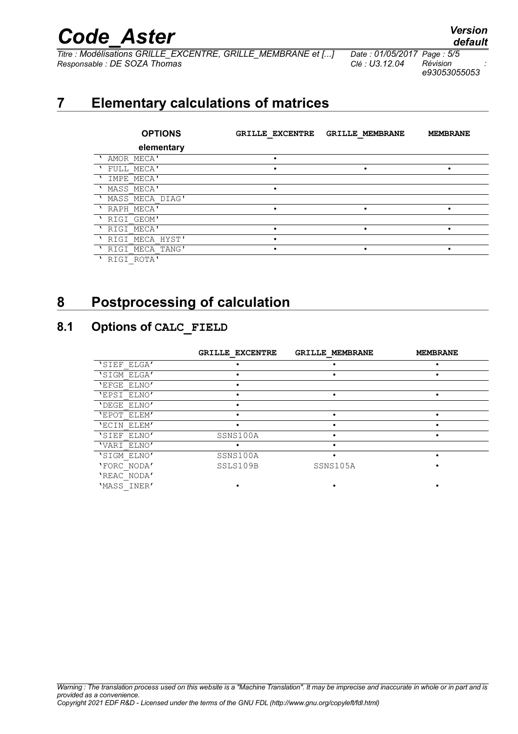# 7 Elementary calculations of matrices

| OPTIONS elementary | GRILLE_EXCENTRE | GRILLE_MEMBRANE | MEMBRANE |
|---|---|---|---|
| ' AMOR_MECA' | • | | |
| ' FULL_MECA' | • | • | • |
| ' IMPE_MECA' | | | |
| ' MASS_MECA' | • | | |
| ' MASS_MECA_DIAG' | | | |
| ' RAPH_MECA' | • | • | • |
| ' RIGI_GEOM' | | | |
| ' RIGI_MECA' | • | • | • |
| ' RIGI_MECA_HYST' | • | | |
| ' RIGI_MECA_TANG' | • | • | • |
| ' RIGI_ROTA' | | | |

# 8 Postprocessing of calculation

## 8.1 Options of CALC_FIELD

| | GRILLE_EXCENTRE | GRILLE_MEMBRANE | MEMBRANE |
|---|---|---|---|
| 'SIEF_ELGA' | • | • | • |
| 'SIGM_ELGA' | • | • | • |
| 'EFGE_ELNO' | • | | |
| 'EPSI_ELNO' | • | • | • |
| 'DEGE_ELNO' | • | | |
| 'EPOT_ELEM' | • | • | • |
| 'ECIN_ELEM' | • | • | • |
| 'SIEF_ELNO' | SSNS100A | • | • |
| 'VARI_ELNO' | • | • | |
| 'SIGM_ELNO' | SSNS100A | • | • |
| 'FORC_NODA' | SSLS109B | SSNS105A | • |
| 'REAC_NODA' | | | |
| 'MASS_INER' | • | • | • |